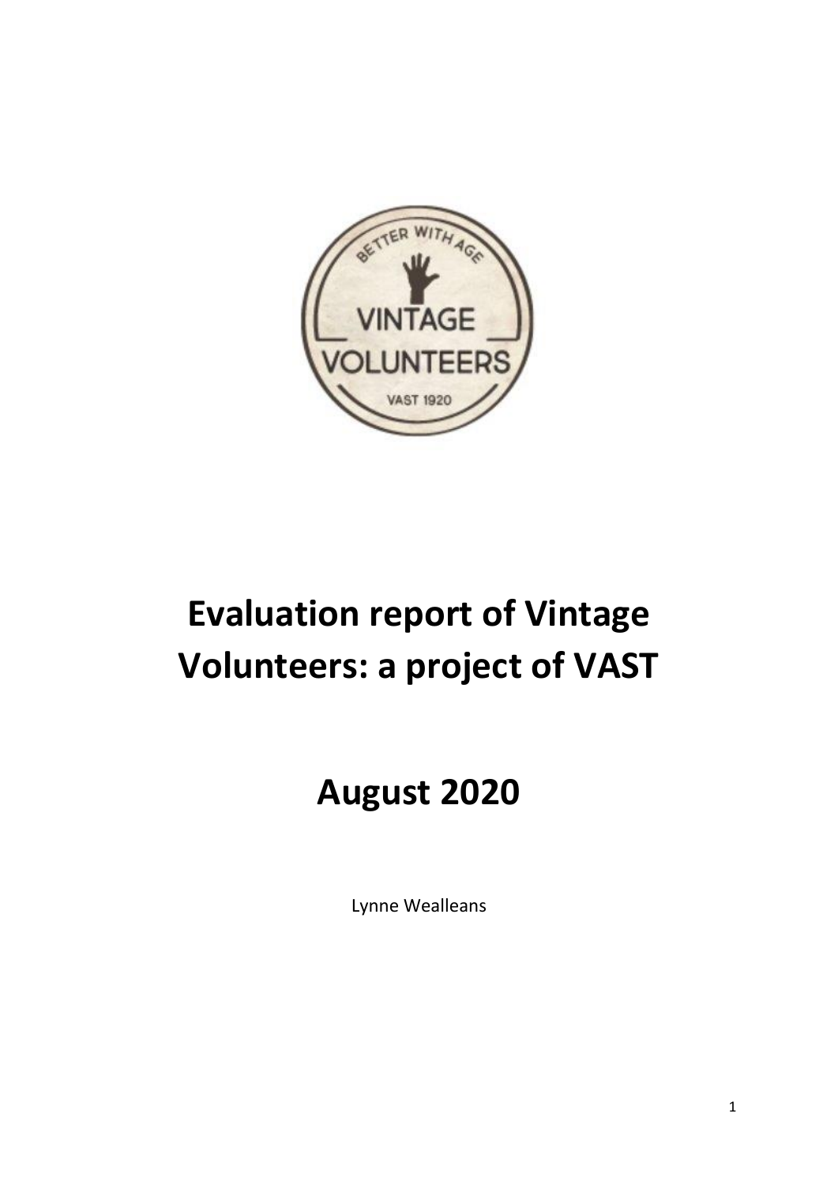# Evaluation report of Vintage Volunteers: a project of VAST

# August 2020

Lynne Wealleans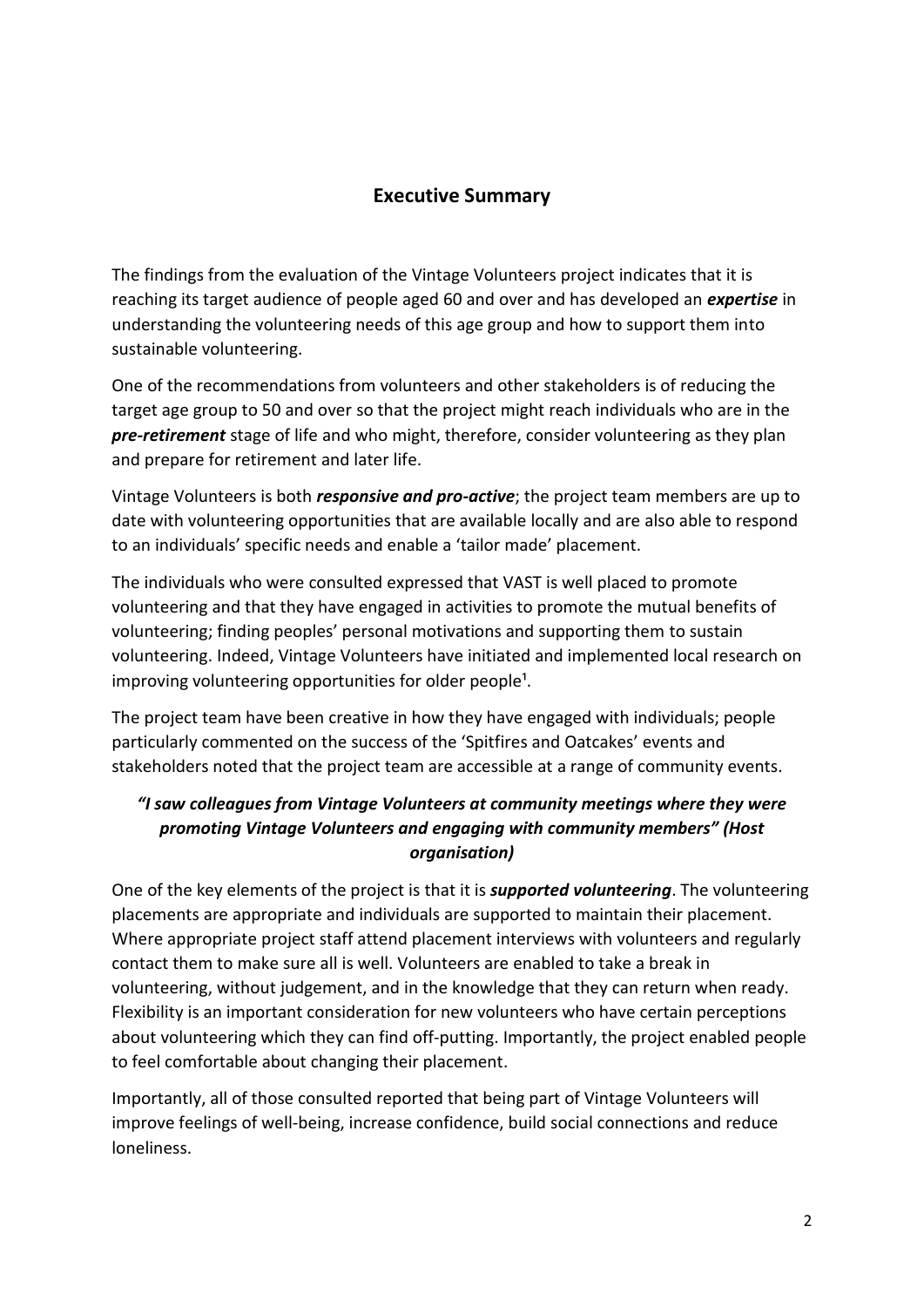## Executive Summary

The findings from the evaluation of the Vintage Volunteers project indicates that it is reaching its target audience of people aged 60 and over and has developed an ***expertise*** in understanding the volunteering needs of this age group and how to support them into sustainable volunteering.

One of the recommendations from volunteers and other stakeholders is of reducing the target age group to 50 and over so that the project might reach individuals who are in the ***pre-retirement*** stage of life and who might, therefore, consider volunteering as they plan and prepare for retirement and later life.

Vintage Volunteers is both ***responsive and pro-active***; the project team members are up to date with volunteering opportunities that are available locally and are also able to respond to an individuals' specific needs and enable a 'tailor made' placement.

The individuals who were consulted expressed that VAST is well placed to promote volunteering and that they have engaged in activities to promote the mutual benefits of volunteering; finding peoples' personal motivations and supporting them to sustain volunteering. Indeed, Vintage Volunteers have initiated and implemented local research on improving volunteering opportunities for older people[1].

The project team have been creative in how they have engaged with individuals; people particularly commented on the success of the 'Spitfires and Oatcakes' events and stakeholders noted that the project team are accessible at a range of community events.

***"I saw colleagues from Vintage Volunteers at community meetings where they were promoting Vintage Volunteers and engaging with community members" (Host organisation)***

One of the key elements of the project is that it is ***supported volunteering***. The volunteering placements are appropriate and individuals are supported to maintain their placement. Where appropriate project staff attend placement interviews with volunteers and regularly contact them to make sure all is well. Volunteers are enabled to take a break in volunteering, without judgement, and in the knowledge that they can return when ready. Flexibility is an important consideration for new volunteers who have certain perceptions about volunteering which they can find off-putting. Importantly, the project enabled people to feel comfortable about changing their placement.

Importantly, all of those consulted reported that being part of Vintage Volunteers will improve feelings of well-being, increase confidence, build social connections and reduce loneliness.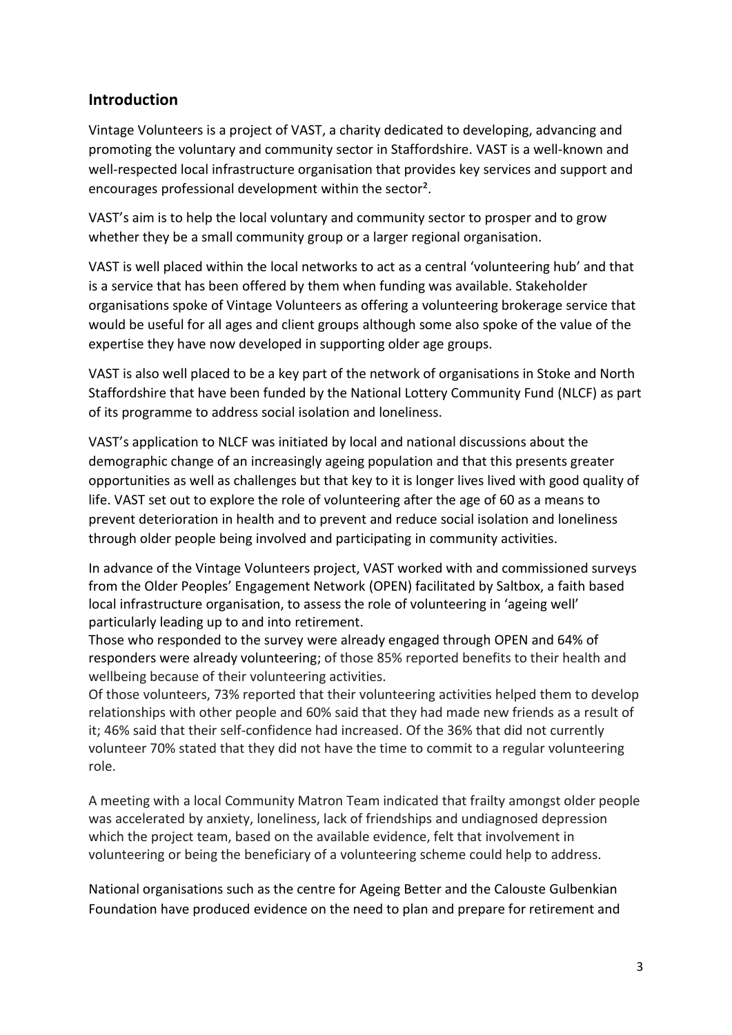## Introduction

Vintage Volunteers is a project of VAST, a charity dedicated to developing, advancing and promoting the voluntary and community sector in Staffordshire. VAST is a well-known and well-respected local infrastructure organisation that provides key services and support and encourages professional development within the sector[2].

VAST's aim is to help the local voluntary and community sector to prosper and to grow whether they be a small community group or a larger regional organisation.

VAST is well placed within the local networks to act as a central 'volunteering hub' and that is a service that has been offered by them when funding was available. Stakeholder organisations spoke of Vintage Volunteers as offering a volunteering brokerage service that would be useful for all ages and client groups although some also spoke of the value of the expertise they have now developed in supporting older age groups.

VAST is also well placed to be a key part of the network of organisations in Stoke and North Staffordshire that have been funded by the National Lottery Community Fund (NLCF) as part of its programme to address social isolation and loneliness.

VAST's application to NLCF was initiated by local and national discussions about the demographic change of an increasingly ageing population and that this presents greater opportunities as well as challenges but that key to it is longer lives lived with good quality of life. VAST set out to explore the role of volunteering after the age of 60 as a means to prevent deterioration in health and to prevent and reduce social isolation and loneliness through older people being involved and participating in community activities.

In advance of the Vintage Volunteers project, VAST worked with and commissioned surveys from the Older Peoples' Engagement Network (OPEN) facilitated by Saltbox, a faith based local infrastructure organisation, to assess the role of volunteering in 'ageing well' particularly leading up to and into retirement.
Those who responded to the survey were already engaged through OPEN and 64% of responders were already volunteering; of those 85% reported benefits to their health and wellbeing because of their volunteering activities.
Of those volunteers, 73% reported that their volunteering activities helped them to develop relationships with other people and 60% said that they had made new friends as a result of it; 46% said that their self-confidence had increased. Of the 36% that did not currently volunteer 70% stated that they did not have the time to commit to a regular volunteering role.

A meeting with a local Community Matron Team indicated that frailty amongst older people was accelerated by anxiety, loneliness, lack of friendships and undiagnosed depression which the project team, based on the available evidence, felt that involvement in volunteering or being the beneficiary of a volunteering scheme could help to address.

National organisations such as the centre for Ageing Better and the Calouste Gulbenkian Foundation have produced evidence on the need to plan and prepare for retirement and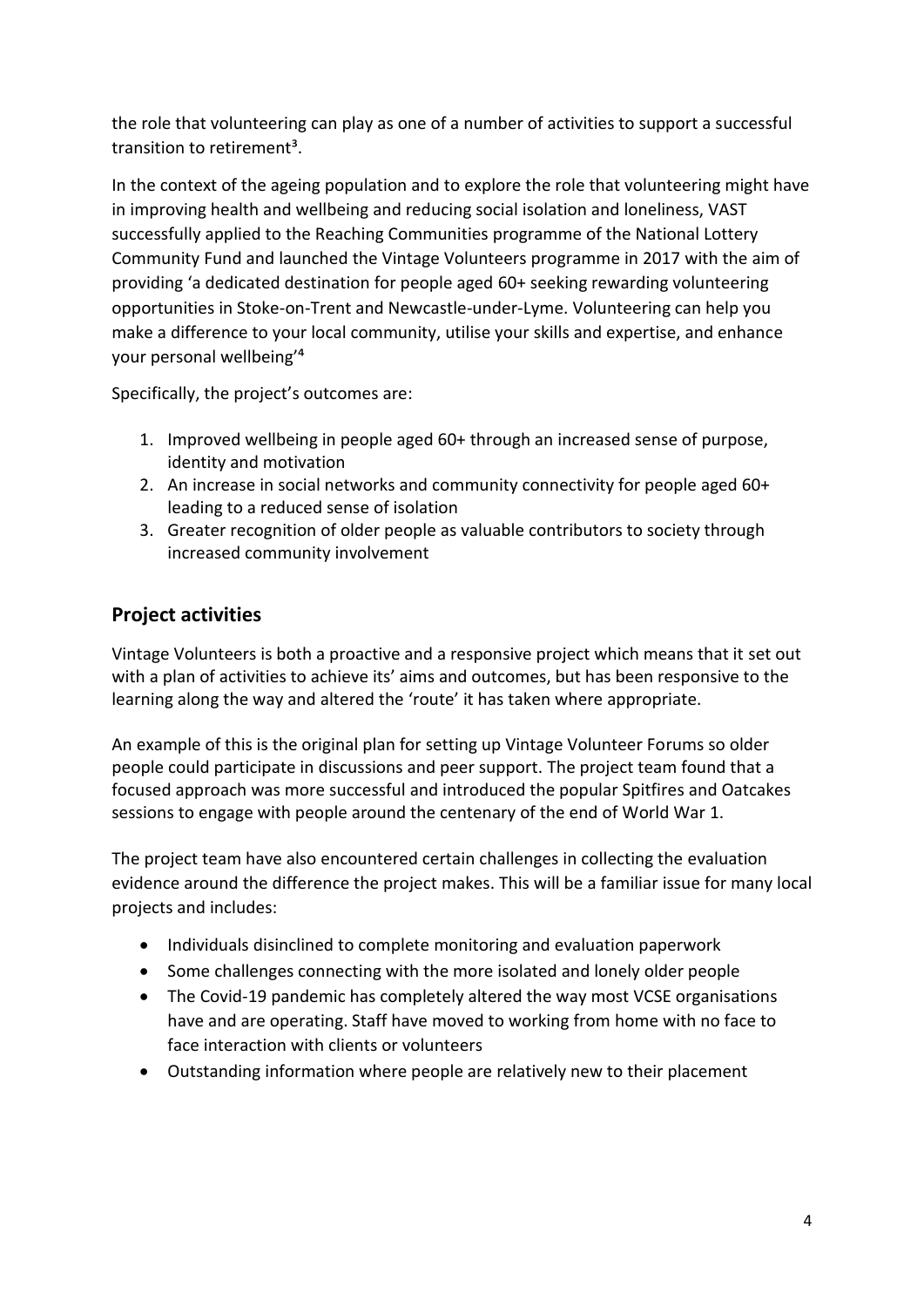the role that volunteering can play as one of a number of activities to support a successful transition to retirement[3].

In the context of the ageing population and to explore the role that volunteering might have in improving health and wellbeing and reducing social isolation and loneliness, VAST successfully applied to the Reaching Communities programme of the National Lottery Community Fund and launched the Vintage Volunteers programme in 2017 with the aim of providing 'a dedicated destination for people aged 60+ seeking rewarding volunteering opportunities in Stoke-on-Trent and Newcastle-under-Lyme. Volunteering can help you make a difference to your local community, utilise your skills and expertise, and enhance your personal wellbeing'[4]

Specifically, the project's outcomes are:

1. Improved wellbeing in people aged 60+ through an increased sense of purpose, identity and motivation
2. An increase in social networks and community connectivity for people aged 60+ leading to a reduced sense of isolation
3. Greater recognition of older people as valuable contributors to society through increased community involvement

## Project activities

Vintage Volunteers is both a proactive and a responsive project which means that it set out with a plan of activities to achieve its' aims and outcomes, but has been responsive to the learning along the way and altered the 'route' it has taken where appropriate.

An example of this is the original plan for setting up Vintage Volunteer Forums so older people could participate in discussions and peer support. The project team found that a focused approach was more successful and introduced the popular Spitfires and Oatcakes sessions to engage with people around the centenary of the end of World War 1.

The project team have also encountered certain challenges in collecting the evaluation evidence around the difference the project makes. This will be a familiar issue for many local projects and includes:

- Individuals disinclined to complete monitoring and evaluation paperwork
- Some challenges connecting with the more isolated and lonely older people
- The Covid-19 pandemic has completely altered the way most VCSE organisations have and are operating. Staff have moved to working from home with no face to face interaction with clients or volunteers
- Outstanding information where people are relatively new to their placement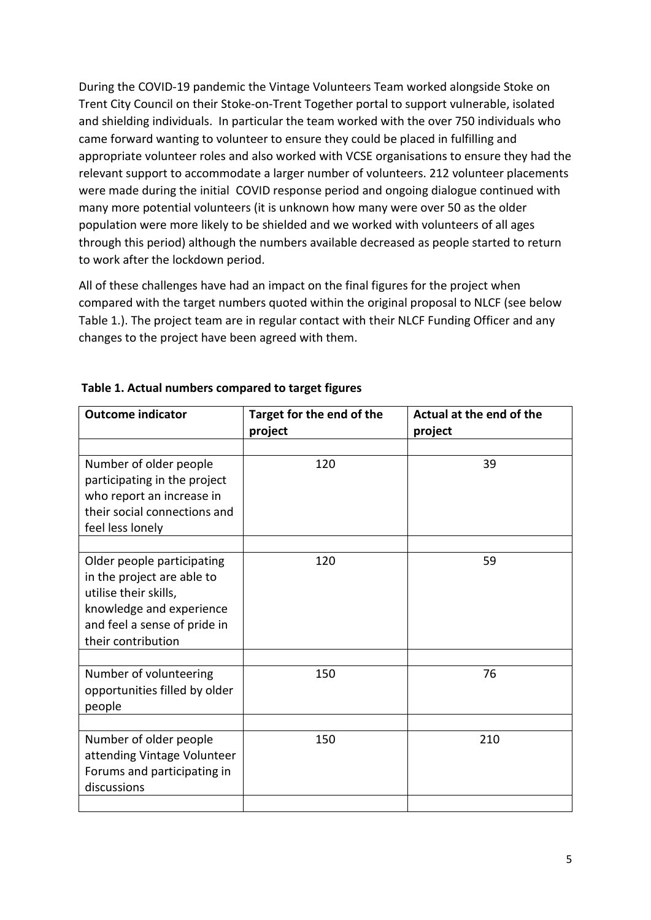During the COVID-19 pandemic the Vintage Volunteers Team worked alongside Stoke on Trent City Council on their Stoke-on-Trent Together portal to support vulnerable, isolated and shielding individuals. In particular the team worked with the over 750 individuals who came forward wanting to volunteer to ensure they could be placed in fulfilling and appropriate volunteer roles and also worked with VCSE organisations to ensure they had the relevant support to accommodate a larger number of volunteers. 212 volunteer placements were made during the initial COVID response period and ongoing dialogue continued with many more potential volunteers (it is unknown how many were over 50 as the older population were more likely to be shielded and we worked with volunteers of all ages through this period) although the numbers available decreased as people started to return to work after the lockdown period.

All of these challenges have had an impact on the final figures for the project when compared with the target numbers quoted within the original proposal to NLCF (see below Table 1.). The project team are in regular contact with their NLCF Funding Officer and any changes to the project have been agreed with them.

**Table 1. Actual numbers compared to target figures**

| Outcome indicator | Target for the end of the project | Actual at the end of the project |
|---|---|---|
| Number of older people participating in the project who report an increase in their social connections and feel less lonely | 120 | 39 |
| Older people participating in the project are able to utilise their skills, knowledge and experience and feel a sense of pride in their contribution | 120 | 59 |
| Number of volunteering opportunities filled by older people | 150 | 76 |
| Number of older people attending Vintage Volunteer Forums and participating in discussions | 150 | 210 |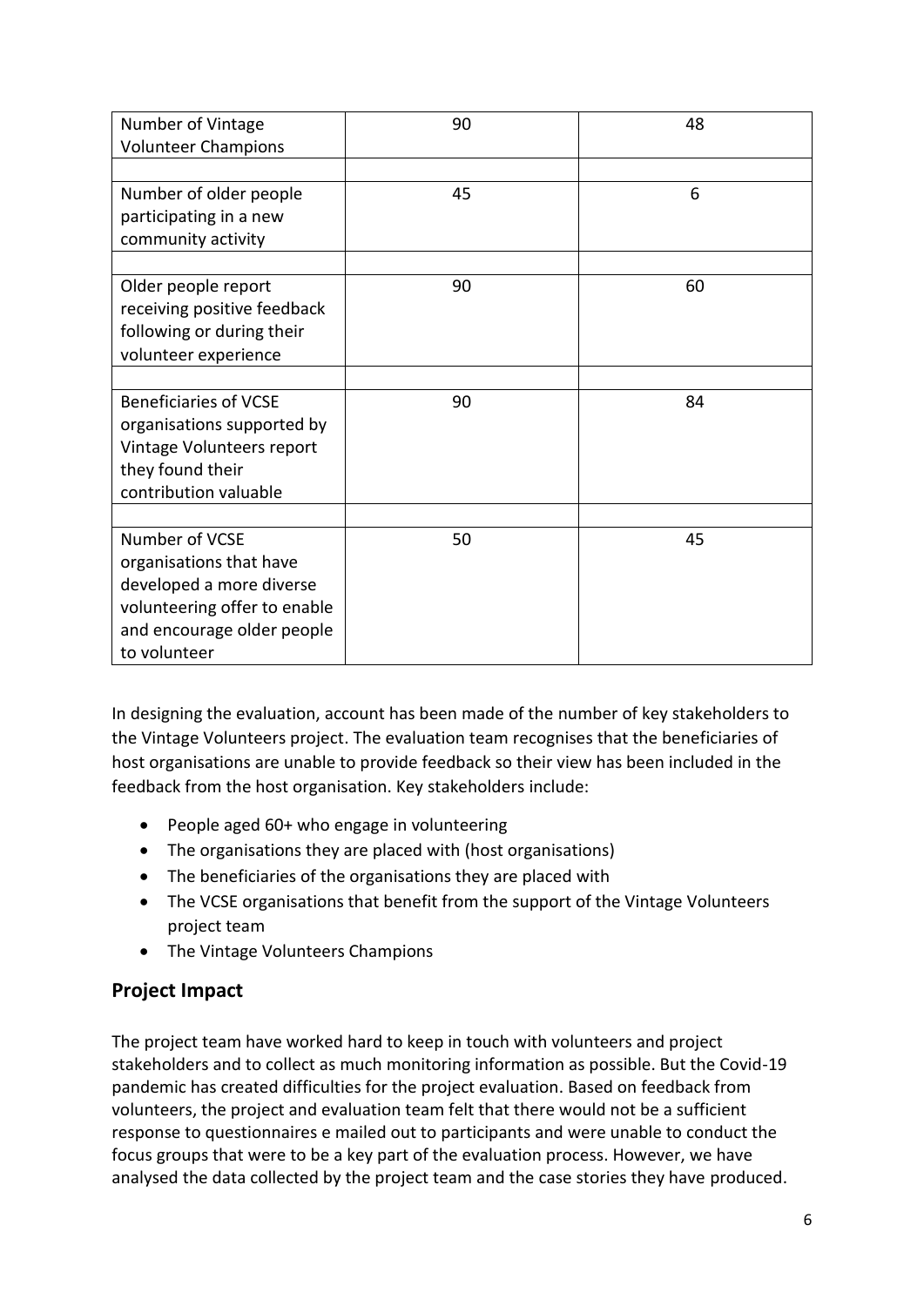| Number of Vintage Volunteer Champions | 90 | 48 |
|---|---|---|
| | | |
| Number of older people participating in a new community activity | 45 | 6 |
| | | |
| Older people report receiving positive feedback following or during their volunteer experience | 90 | 60 |
| | | |
| Beneficiaries of VCSE organisations supported by Vintage Volunteers report they found their contribution valuable | 90 | 84 |
| | | |
| Number of VCSE organisations that have developed a more diverse volunteering offer to enable and encourage older people to volunteer | 50 | 45 |

In designing the evaluation, account has been made of the number of key stakeholders to the Vintage Volunteers project. The evaluation team recognises that the beneficiaries of host organisations are unable to provide feedback so their view has been included in the feedback from the host organisation. Key stakeholders include:

- People aged 60+ who engage in volunteering
- The organisations they are placed with (host organisations)
- The beneficiaries of the organisations they are placed with
- The VCSE organisations that benefit from the support of the Vintage Volunteers project team
- The Vintage Volunteers Champions

## Project Impact

The project team have worked hard to keep in touch with volunteers and project stakeholders and to collect as much monitoring information as possible. But the Covid-19 pandemic has created difficulties for the project evaluation. Based on feedback from volunteers, the project and evaluation team felt that there would not be a sufficient response to questionnaires e mailed out to participants and were unable to conduct the focus groups that were to be a key part of the evaluation process. However, we have analysed the data collected by the project team and the case stories they have produced.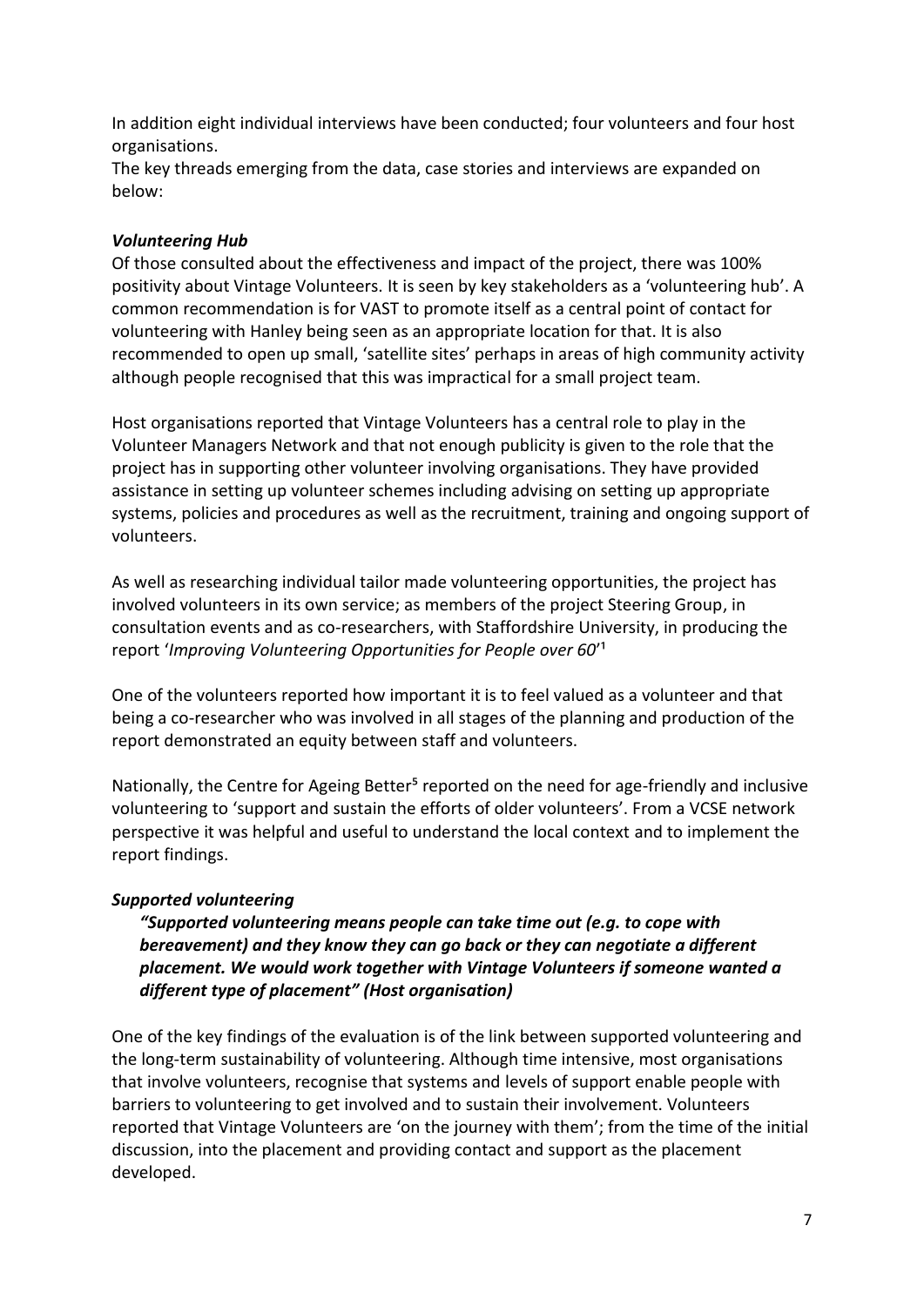In addition eight individual interviews have been conducted; four volunteers and four host organisations.

The key threads emerging from the data, case stories and interviews are expanded on below:

***Volunteering Hub***

Of those consulted about the effectiveness and impact of the project, there was 100% positivity about Vintage Volunteers. It is seen by key stakeholders as a 'volunteering hub'. A common recommendation is for VAST to promote itself as a central point of contact for volunteering with Hanley being seen as an appropriate location for that. It is also recommended to open up small, 'satellite sites' perhaps in areas of high community activity although people recognised that this was impractical for a small project team.

Host organisations reported that Vintage Volunteers has a central role to play in the Volunteer Managers Network and that not enough publicity is given to the role that the project has in supporting other volunteer involving organisations. They have provided assistance in setting up volunteer schemes including advising on setting up appropriate systems, policies and procedures as well as the recruitment, training and ongoing support of volunteers.

As well as researching individual tailor made volunteering opportunities, the project has involved volunteers in its own service; as members of the project Steering Group, in consultation events and as co-researchers, with Staffordshire University, in producing the report '*Improving Volunteering Opportunities for People over 60*'[1]

One of the volunteers reported how important it is to feel valued as a volunteer and that being a co-researcher who was involved in all stages of the planning and production of the report demonstrated an equity between staff and volunteers.

Nationally, the Centre for Ageing Better[5] reported on the need for age-friendly and inclusive volunteering to 'support and sustain the efforts of older volunteers'. From a VCSE network perspective it was helpful and useful to understand the local context and to implement the report findings.

***Supported volunteering***

> ***"Supported volunteering means people can take time out (e.g. to cope with bereavement) and they know they can go back or they can negotiate a different placement. We would work together with Vintage Volunteers if someone wanted a different type of placement" (Host organisation)***

One of the key findings of the evaluation is of the link between supported volunteering and the long-term sustainability of volunteering. Although time intensive, most organisations that involve volunteers, recognise that systems and levels of support enable people with barriers to volunteering to get involved and to sustain their involvement. Volunteers reported that Vintage Volunteers are 'on the journey with them'; from the time of the initial discussion, into the placement and providing contact and support as the placement developed.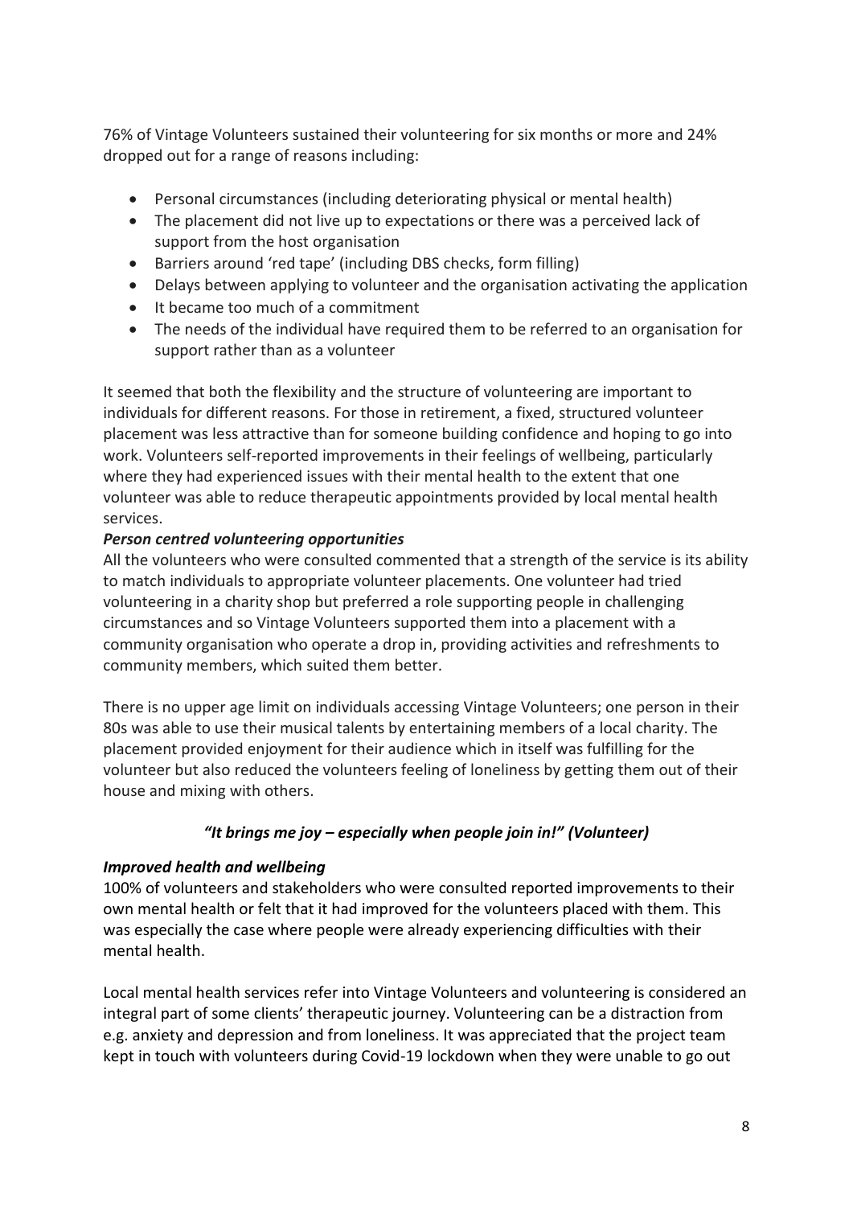76% of Vintage Volunteers sustained their volunteering for six months or more and 24% dropped out for a range of reasons including:

- Personal circumstances (including deteriorating physical or mental health)
- The placement did not live up to expectations or there was a perceived lack of support from the host organisation
- Barriers around 'red tape' (including DBS checks, form filling)
- Delays between applying to volunteer and the organisation activating the application
- It became too much of a commitment
- The needs of the individual have required them to be referred to an organisation for support rather than as a volunteer

It seemed that both the flexibility and the structure of volunteering are important to individuals for different reasons. For those in retirement, a fixed, structured volunteer placement was less attractive than for someone building confidence and hoping to go into work. Volunteers self-reported improvements in their feelings of wellbeing, particularly where they had experienced issues with their mental health to the extent that one volunteer was able to reduce therapeutic appointments provided by local mental health services.

***Person centred volunteering opportunities***

All the volunteers who were consulted commented that a strength of the service is its ability to match individuals to appropriate volunteer placements. One volunteer had tried volunteering in a charity shop but preferred a role supporting people in challenging circumstances and so Vintage Volunteers supported them into a placement with a community organisation who operate a drop in, providing activities and refreshments to community members, which suited them better.

There is no upper age limit on individuals accessing Vintage Volunteers; one person in their 80s was able to use their musical talents by entertaining members of a local charity. The placement provided enjoyment for their audience which in itself was fulfilling for the volunteer but also reduced the volunteers feeling of loneliness by getting them out of their house and mixing with others.

***"It brings me joy – especially when people join in!" (Volunteer)***

***Improved health and wellbeing***

100% of volunteers and stakeholders who were consulted reported improvements to their own mental health or felt that it had improved for the volunteers placed with them. This was especially the case where people were already experiencing difficulties with their mental health.

Local mental health services refer into Vintage Volunteers and volunteering is considered an integral part of some clients' therapeutic journey. Volunteering can be a distraction from e.g. anxiety and depression and from loneliness. It was appreciated that the project team kept in touch with volunteers during Covid-19 lockdown when they were unable to go out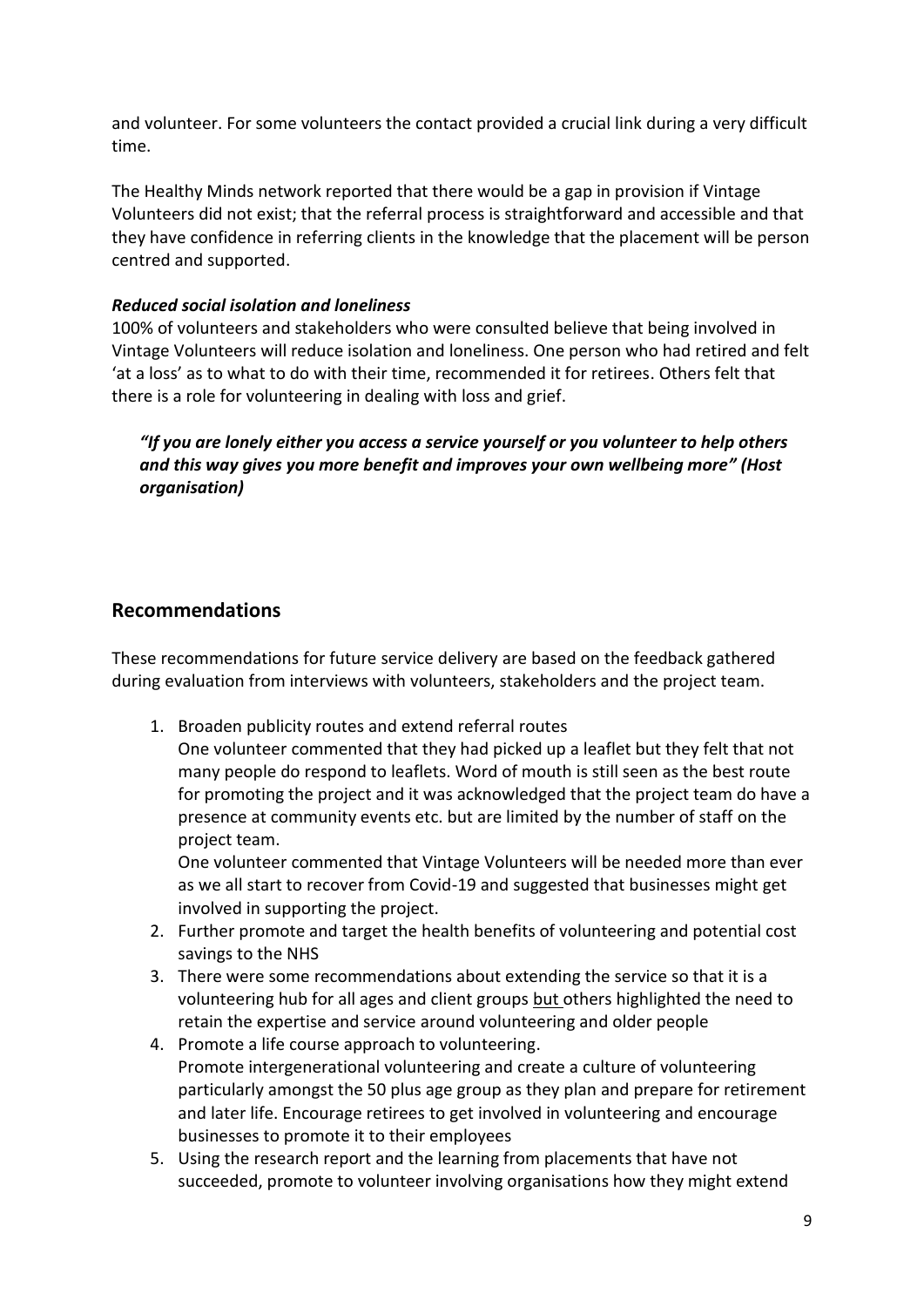and volunteer. For some volunteers the contact provided a crucial link during a very difficult time.

The Healthy Minds network reported that there would be a gap in provision if Vintage Volunteers did not exist; that the referral process is straightforward and accessible and that they have confidence in referring clients in the knowledge that the placement will be person centred and supported.

***Reduced social isolation and loneliness***

100% of volunteers and stakeholders who were consulted believe that being involved in Vintage Volunteers will reduce isolation and loneliness. One person who had retired and felt 'at a loss' as to what to do with their time, recommended it for retirees. Others felt that there is a role for volunteering in dealing with loss and grief.

> ***"If you are lonely either you access a service yourself or you volunteer to help others and this way gives you more benefit and improves your own wellbeing more" (Host organisation)***

## Recommendations

These recommendations for future service delivery are based on the feedback gathered during evaluation from interviews with volunteers, stakeholders and the project team.

1. Broaden publicity routes and extend referral routes
   One volunteer commented that they had picked up a leaflet but they felt that not many people do respond to leaflets. Word of mouth is still seen as the best route for promoting the project and it was acknowledged that the project team do have a presence at community events etc. but are limited by the number of staff on the project team.
   One volunteer commented that Vintage Volunteers will be needed more than ever as we all start to recover from Covid-19 and suggested that businesses might get involved in supporting the project.
2. Further promote and target the health benefits of volunteering and potential cost savings to the NHS
3. There were some recommendations about extending the service so that it is a volunteering hub for all ages and client groups but others highlighted the need to retain the expertise and service around volunteering and older people
4. Promote a life course approach to volunteering.
   Promote intergenerational volunteering and create a culture of volunteering particularly amongst the 50 plus age group as they plan and prepare for retirement and later life. Encourage retirees to get involved in volunteering and encourage businesses to promote it to their employees
5. Using the research report and the learning from placements that have not succeeded, promote to volunteer involving organisations how they might extend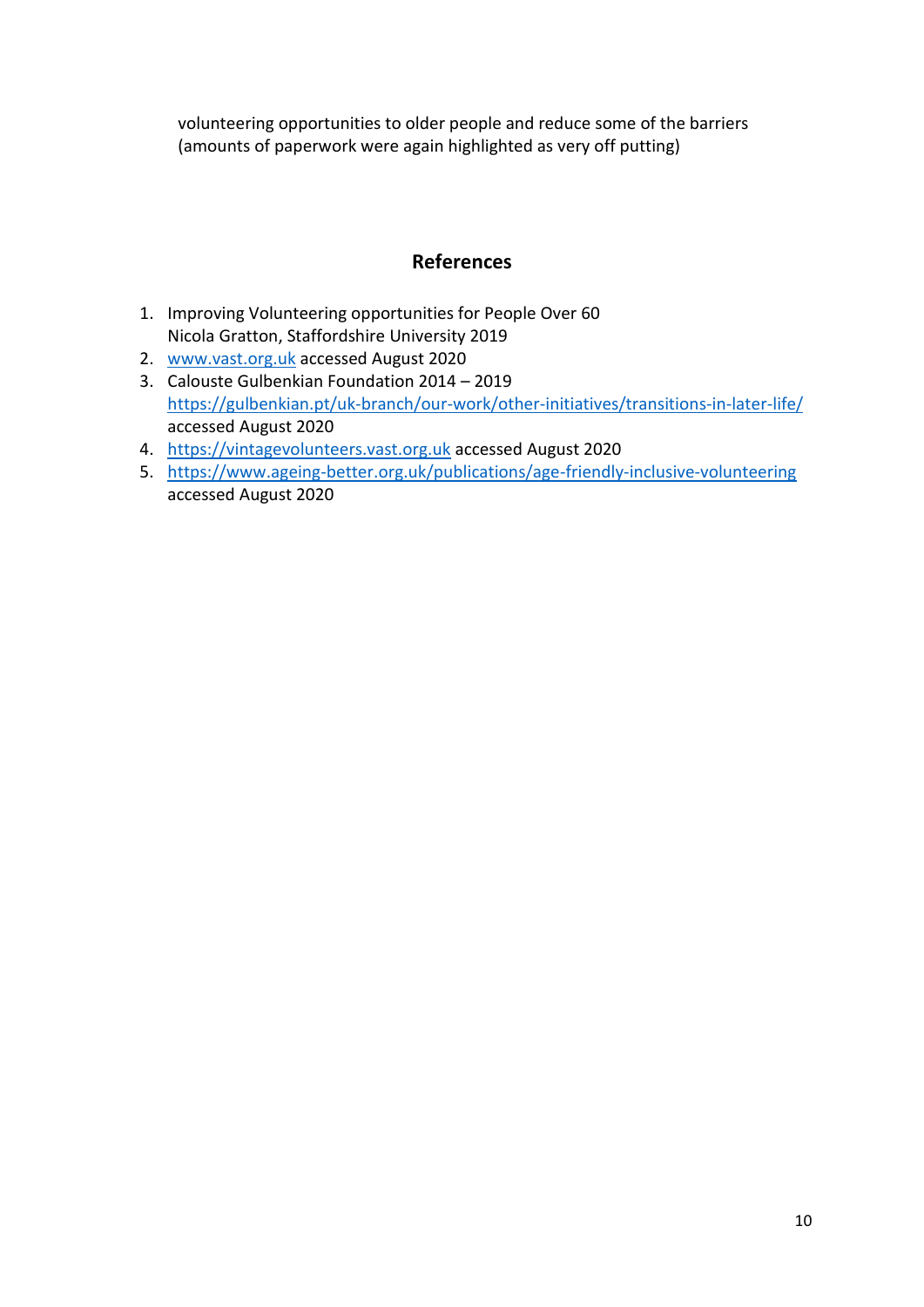volunteering opportunities to older people and reduce some of the barriers (amounts of paperwork were again highlighted as very off putting)

## References

1. Improving Volunteering opportunities for People Over 60
   Nicola Gratton, Staffordshire University 2019
2. www.vast.org.uk accessed August 2020
3. Calouste Gulbenkian Foundation 2014 – 2019
   https://gulbenkian.pt/uk-branch/our-work/other-initiatives/transitions-in-later-life/
   accessed August 2020
4. https://vintagevolunteers.vast.org.uk accessed August 2020
5. https://www.ageing-better.org.uk/publications/age-friendly-inclusive-volunteering
   accessed August 2020